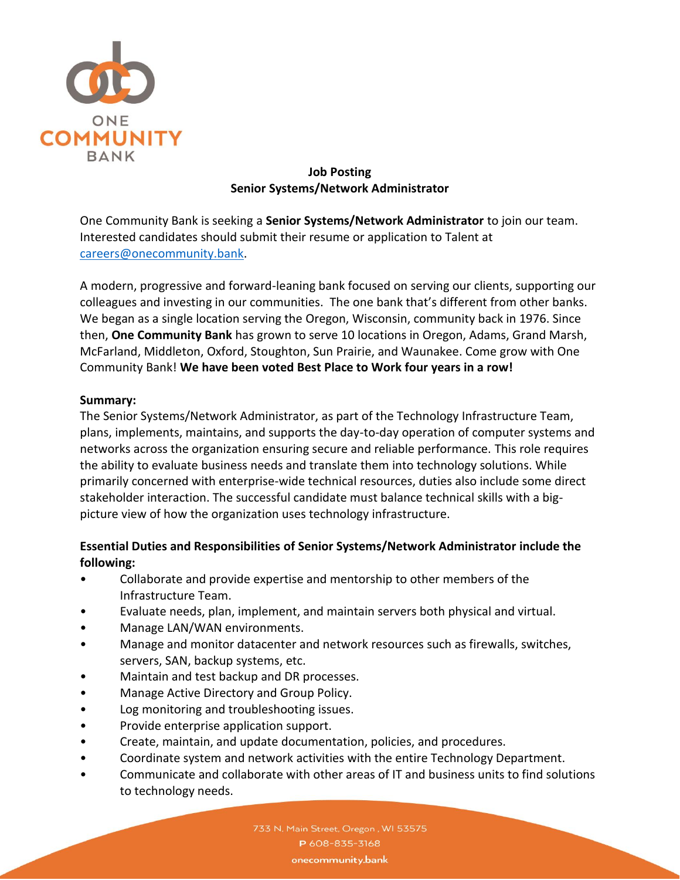# Job Posting
## Senior Systems/Network Administrator

One Community Bank is seeking a **Senior Systems/Network Administrator** to join our team. Interested candidates should submit their resume or application to Talent at careers@onecommunity.bank.

A modern, progressive and forward-leaning bank focused on serving our clients, supporting our colleagues and investing in our communities. The one bank that's different from other banks. We began as a single location serving the Oregon, Wisconsin, community back in 1976. Since then, **One Community Bank** has grown to serve 10 locations in Oregon, Adams, Grand Marsh, McFarland, Middleton, Oxford, Stoughton, Sun Prairie, and Waunakee. Come grow with One Community Bank! **We have been voted Best Place to Work four years in a row!**

**Summary:**

The Senior Systems/Network Administrator, as part of the Technology Infrastructure Team, plans, implements, maintains, and supports the day-to-day operation of computer systems and networks across the organization ensuring secure and reliable performance. This role requires the ability to evaluate business needs and translate them into technology solutions. While primarily concerned with enterprise-wide technical resources, duties also include some direct stakeholder interaction. The successful candidate must balance technical skills with a big-picture view of how the organization uses technology infrastructure.

**Essential Duties and Responsibilities of Senior Systems/Network Administrator include the following:**

- Collaborate and provide expertise and mentorship to other members of the Infrastructure Team.
- Evaluate needs, plan, implement, and maintain servers both physical and virtual.
- Manage LAN/WAN environments.
- Manage and monitor datacenter and network resources such as firewalls, switches, servers, SAN, backup systems, etc.
- Maintain and test backup and DR processes.
- Manage Active Directory and Group Policy.
- Log monitoring and troubleshooting issues.
- Provide enterprise application support.
- Create, maintain, and update documentation, policies, and procedures.
- Coordinate system and network activities with the entire Technology Department.
- Communicate and collaborate with other areas of IT and business units to find solutions to technology needs.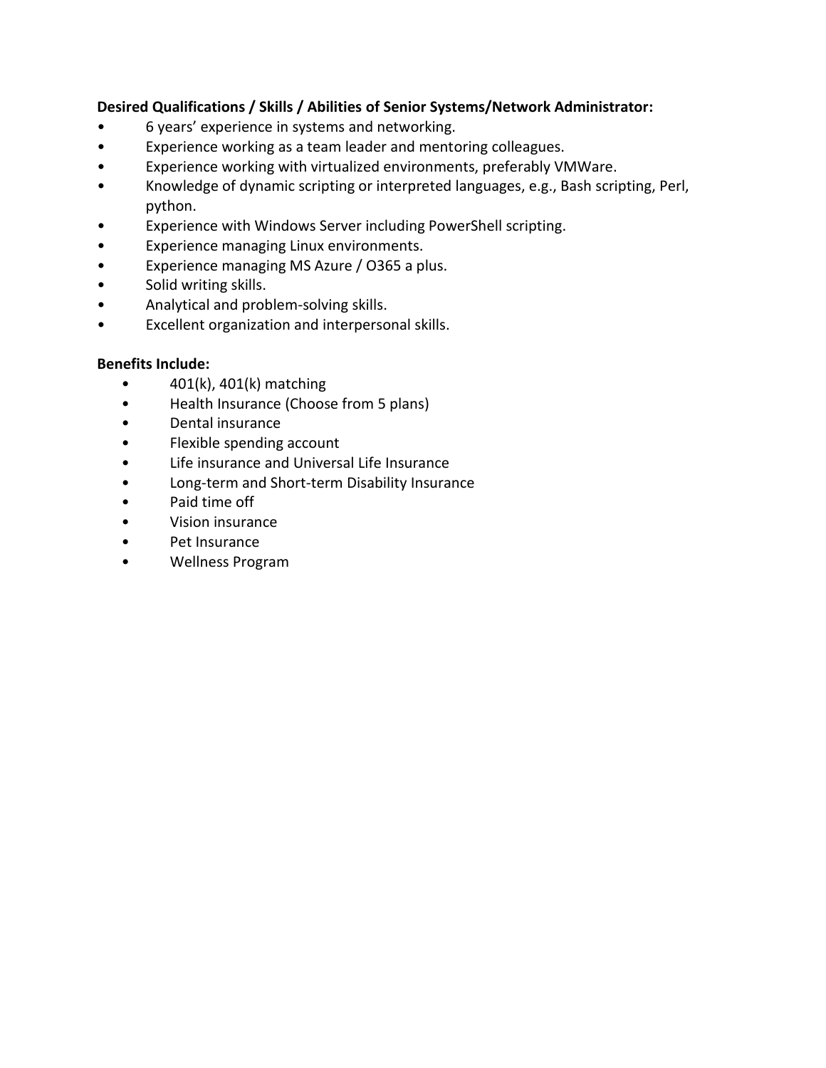**Desired Qualifications / Skills / Abilities of Senior Systems/Network Administrator:**

- 6 years' experience in systems and networking.
- Experience working as a team leader and mentoring colleagues.
- Experience working with virtualized environments, preferably VMWare.
- Knowledge of dynamic scripting or interpreted languages, e.g., Bash scripting, Perl, python.
- Experience with Windows Server including PowerShell scripting.
- Experience managing Linux environments.
- Experience managing MS Azure / O365 a plus.
- Solid writing skills.
- Analytical and problem-solving skills.
- Excellent organization and interpersonal skills.

**Benefits Include:**

- 401(k), 401(k) matching
- Health Insurance (Choose from 5 plans)
- Dental insurance
- Flexible spending account
- Life insurance and Universal Life Insurance
- Long-term and Short-term Disability Insurance
- Paid time off
- Vision insurance
- Pet Insurance
- Wellness Program